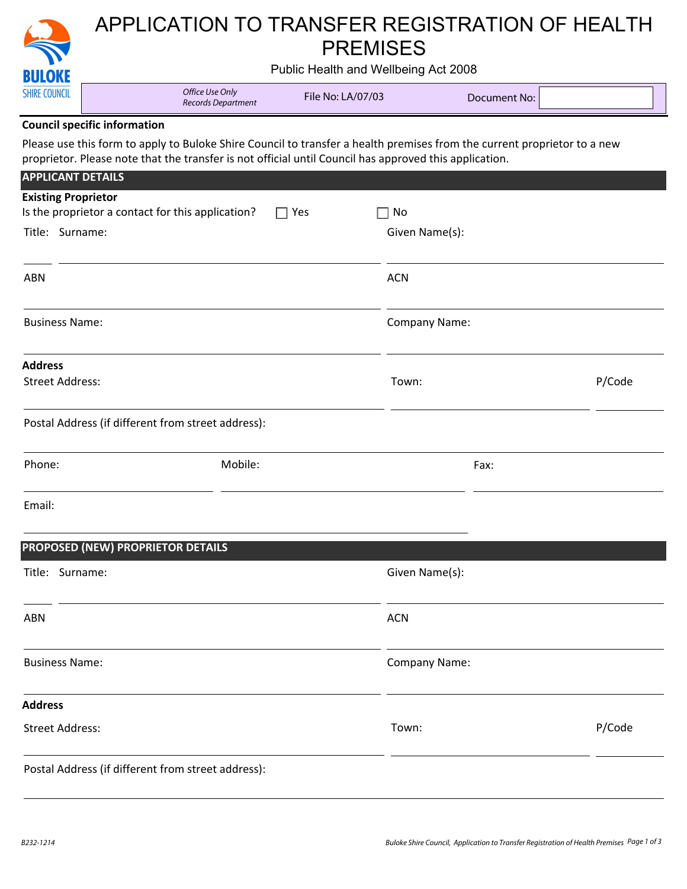# APPLICATION TO TRANSFER REGISTRATION OF HEALTH PREMISES

Public Health and Wellbeing Act 2008

*Office Use Only*
*Records Department*

File No: LA/07/03

Document No:

**Council specific information**

Please use this form to apply to Buloke Shire Council to transfer a health premises from the current proprietor to a new proprietor. Please note that the transfer is not official until Council has approved this application.

## APPLICANT DETAILS

**Existing Proprietor**

Is the proprietor a contact for this application? ☐ Yes ☐ No

Title: Surname: Given Name(s):

ABN ACN

Business Name: Company Name:

**Address**

Street Address: Town: P/Code

Postal Address (if different from street address):

Phone: Mobile: Fax:

Email:

## PROPOSED (NEW) PROPRIETOR DETAILS

Title: Surname: Given Name(s):

ABN ACN

Business Name: Company Name:

**Address**

Street Address: Town: P/Code

Postal Address (if different from street address):

B232-1214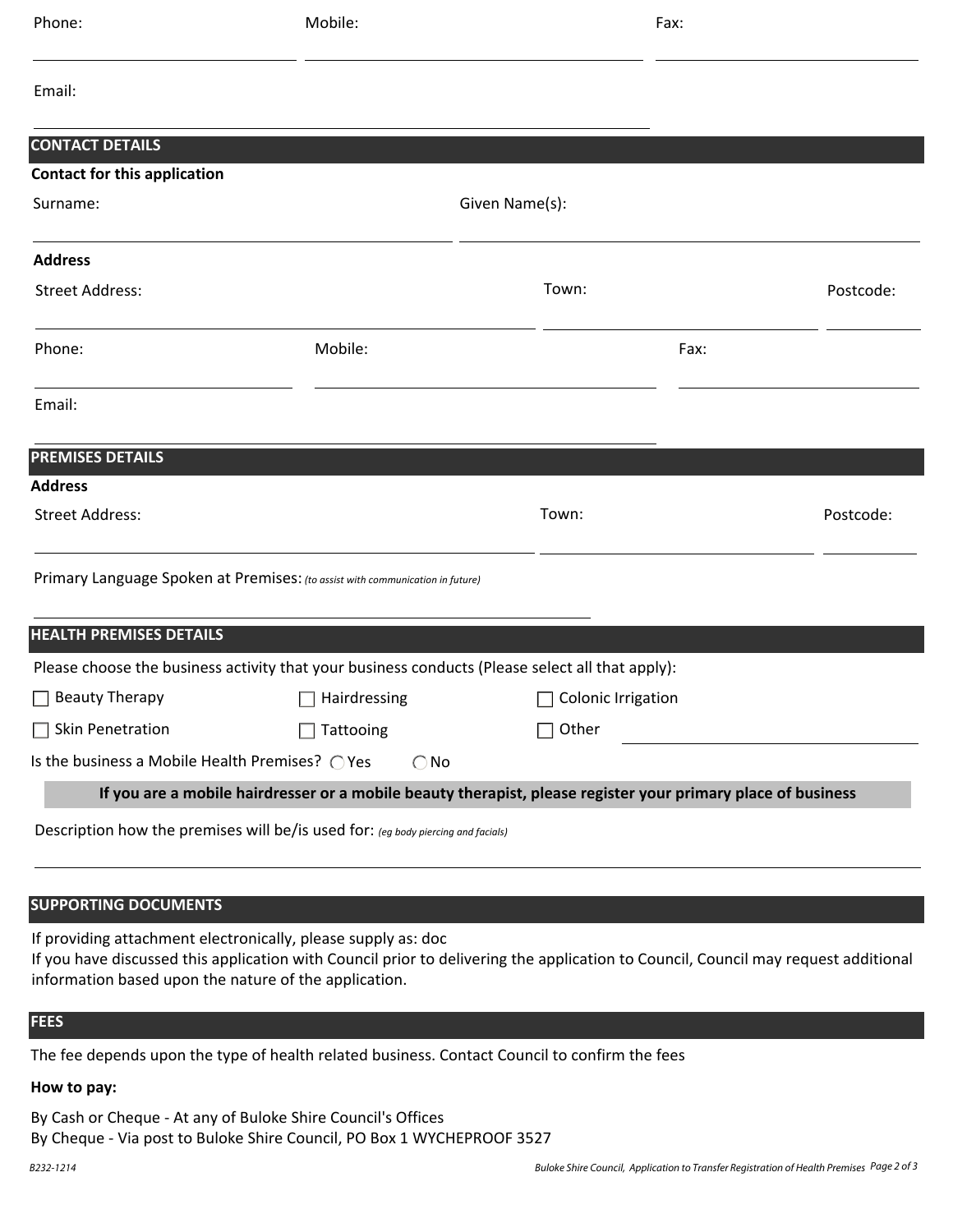Phone: Mobile: Fax:

Email:

## CONTACT DETAILS

**Contact for this application**

Surname: Given Name(s):

**Address**

Street Address: Town: Postcode:

Phone: Mobile: Fax:

Email:

## PREMISES DETAILS

**Address**

Street Address: Town: Postcode:

Primary Language Spoken at Premises: *(to assist with communication in future)*

## HEALTH PREMISES DETAILS

Please choose the business activity that your business conducts (Please select all that apply):

- ☐ Beauty Therapy
- ☐ Hairdressing
- ☐ Colonic Irrigation
- ☐ Skin Penetration
- ☐ Tattooing
- ☐ Other

Is the business a Mobile Health Premises? ◯ Yes ◯ No

**If you are a mobile hairdresser or a mobile beauty therapist, please register your primary place of business**

Description how the premises will be/is used for: *(eg body piercing and facials)*

## SUPPORTING DOCUMENTS

If providing attachment electronically, please supply as: doc
If you have discussed this application with Council prior to delivering the application to Council, Council may request additional information based upon the nature of the application.

## FEES

The fee depends upon the type of health related business. Contact Council to confirm the fees

**How to pay:**

By Cash or Cheque - At any of Buloke Shire Council's Offices
By Cheque - Via post to Buloke Shire Council, PO Box 1 WYCHEPROOF 3527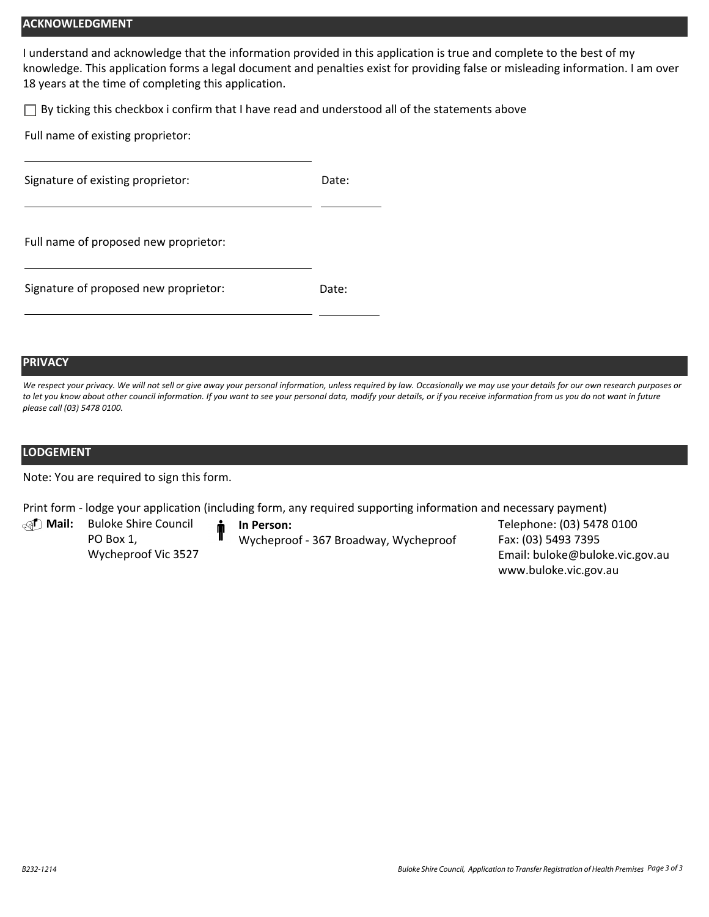## ACKNOWLEDGMENT

I understand and acknowledge that the information provided in this application is true and complete to the best of my knowledge. This application forms a legal document and penalties exist for providing false or misleading information. I am over 18 years at the time of completing this application.

☐ By ticking this checkbox i confirm that I have read and understood all of the statements above

Full name of existing proprietor:

\_\_\_\_\_\_\_\_\_\_\_\_\_\_\_\_\_\_\_\_\_\_\_\_\_\_\_\_\_\_\_\_\_\_\_\_\_\_\_\_

Signature of existing proprietor: \_\_\_\_\_\_\_\_\_\_\_\_\_\_\_\_\_\_\_\_\_\_\_\_\_\_\_\_\_\_\_\_\_\_\_\_\_\_\_\_ Date: \_\_\_\_\_\_\_\_\_\_

Full name of proposed new proprietor:

\_\_\_\_\_\_\_\_\_\_\_\_\_\_\_\_\_\_\_\_\_\_\_\_\_\_\_\_\_\_\_\_\_\_\_\_\_\_\_\_

Signature of proposed new proprietor: \_\_\_\_\_\_\_\_\_\_\_\_\_\_\_\_\_\_\_\_\_\_\_\_\_\_\_\_\_\_\_\_\_\_\_\_\_\_\_\_ Date: \_\_\_\_\_\_\_\_\_\_

## PRIVACY

*We respect your privacy. We will not sell or give away your personal information, unless required by law. Occasionally we may use your details for our own research purposes or to let you know about other council information. If you want to see your personal data, modify your details, or if you receive information from us you do not want in future please call (03) 5478 0100.*

## LODGEMENT

Note: You are required to sign this form.

Print form - lodge your application (including form, any required supporting information and necessary payment)

**Mail:** Buloke Shire Council
PO Box 1,
Wycheproof Vic 3527

**In Person:**
Wycheproof - 367 Broadway, Wycheproof

Telephone: (03) 5478 0100
Fax: (03) 5493 7395
Email: buloke@buloke.vic.gov.au
www.buloke.vic.gov.au

B232-1214